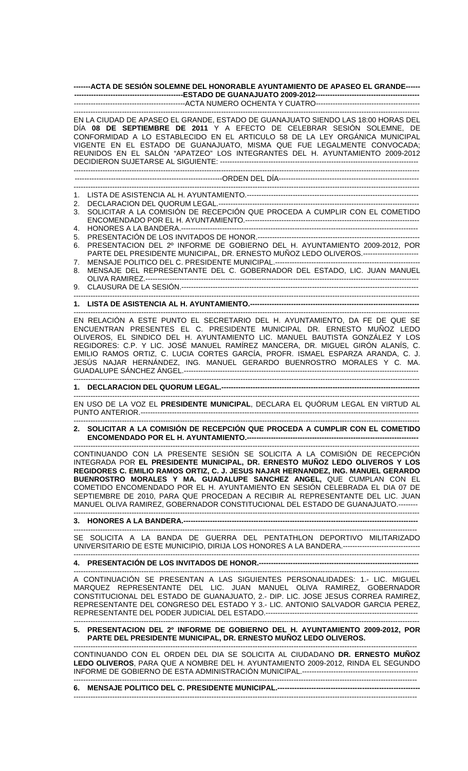**-------ACTA DE SESIÓN SOLEMNE DEL HONORABLE AYUNTAMIENTO DE APASEO EL GRANDE------**
**----------------------------------------------ESTADO DE GUANAJUATO 2009-2012------------------------------------------**
-----------------------------------------------ACTA NUMERO OCHENTA Y CUATRO------------------------------------------

EN LA CIUDAD DE APASEO EL GRANDE, ESTADO DE GUANAJUATO SIENDO LAS 18:00 HORAS DEL DÍA **08 DE SEPTIEMBRE DE 2011** Y A EFECTO DE CELEBRAR SESIÓN SOLEMNE, DE CONFORMIDAD A LO ESTABLECIDO EN EL ARTICULO 58 DE LA LEY ORGÁNICA MUNICIPAL VIGENTE EN EL ESTADO DE GUANAJUATO, MISMA QUE FUE LEGALMENTE CONVOCADA; REUNIDOS EN EL SALÓN "APATZEO" LOS INTEGRANTES DEL H. AYUNTAMIENTO 2009-2012 DECIDIERON SUJETARSE AL SIGUIENTE: -----------------------------------------------------------------------------------

-------------------------------------------------------------ORDEN DEL DÍA----------------------------------------------------------

1. LISTA DE ASISTENCIA AL H. AYUNTAMIENTO.----------------------------------------------------------------------
2. DECLARACION DEL QUORUM LEGAL.--------------------------------------------------------------------------------
3. SOLICITAR A LA COMISIÓN DE RECEPCIÓN QUE PROCEDA A CUMPLIR CON EL COMETIDO ENCOMENDADO POR EL H. AYUNTAMIENTO.------------------------------------------------------------------------
4. HONORES A LA BANDERA.--------------------------------------------------------------------------------------------
5. PRESENTACIÓN DE LOS INVITADOS DE HONOR.------------------------------------------------------------------
6. PRESENTACION DEL 2º INFORME DE GOBIERNO DEL H. AYUNTAMIENTO 2009-2012, POR PARTE DEL PRESIDENTE MUNICIPAL, DR. ERNESTO MUÑOZ LEDO OLIVEROS.-----------------------
7. MENSAJE POLITICO DEL C. PRESIDENTE MUNICIPAL.-------------------------------------------------------------
8. MENSAJE DEL REPRESENTANTE DEL C. GOBERNADOR DEL ESTADO, LIC. JUAN MANUEL OLIVA RAMIREZ.-------------------------------------------------------------------------------------------------------
9. CLAUSURA DE LA SESIÓN.------------------------------------------------------------------------------------------

**1. LISTA DE ASISTENCIA AL H. AYUNTAMIENTO.------------------------------------------------------------------**

EN RELACIÓN A ESTE PUNTO EL SECRETARIO DEL H. AYUNTAMIENTO, DA FE DE QUE SE ENCUENTRAN PRESENTES EL C. PRESIDENTE MUNICIPAL DR. ERNESTO MUÑOZ LEDO OLIVEROS, EL SINDICO DEL H. AYUNTAMIENTO LIC. MANUEL BAUTISTA GONZÁLEZ Y LOS REGIDORES: C.P. Y LIC. JOSÉ MANUEL RAMÍREZ MANCERA, DR. MIGUEL GIRÓN ALANÍS, C. EMILIO RAMOS ORTIZ, C. LUCIA CORTES GARCÍA, PROFR. ISMAEL ESPARZA ARANDA, C. J. JESÚS NAJAR HERNÁNDEZ, ING. MANUEL GERARDO BUENROSTRO MORALES Y C. MA. GUADALUPE SÁNCHEZ ÁNGEL.----------------------------------------------------------------------------------------------

**1. DECLARACION DEL QUORUM LEGAL.----------------------------------------------------------------------------**

EN USO DE LA VOZ EL **PRESIDENTE MUNICIPAL**, DECLARA EL QUÓRUM LEGAL EN VIRTUD AL PUNTO ANTERIOR.------------------------------------------------------------------------------------------------------------

**2. SOLICITAR A LA COMISIÓN DE RECEPCIÓN QUE PROCEDA A CUMPLIR CON EL COMETIDO ENCOMENDADO POR EL H. AYUNTAMIENTO.-----------------------------------------------------------------------**

CONTINUANDO CON LA PRESENTE SESIÓN SE SOLICITA A LA COMISIÓN DE RECEPCIÓN INTEGRADA POR **EL PRESIDENTE MUNICIPAL, DR. ERNESTO MUÑOZ LEDO OLIVEROS Y LOS REGIDORES C. EMILIO RAMOS ORTIZ, C. J. JESUS NAJAR HERNANDEZ, ING. MANUEL GERARDO BUENROSTRO MORALES Y MA. GUADALUPE SANCHEZ ANGEL,** QUE CUMPLAN CON EL COMETIDO ENCOMENDADO POR EL H. AYUNTAMIENTO EN SESIÓN CELEBRADA EL DIA 07 DE SEPTIEMBRE DE 2010, PARA QUE PROCEDAN A RECIBIR AL REPRESENTANTE DEL LIC. JUAN MANUEL OLIVA RAMIREZ, GOBERNADOR CONSTITUCIONAL DEL ESTADO DE GUANAJUATO.--------

**3. HONORES A LA BANDERA.-----------------------------------------------------------------------------------------**

SE SOLICITA A LA BANDA DE GUERRA DEL PENTATHLON DEPORTIVO MILITARIZADO UNIVERSITARIO DE ESTE MUNICIPIO, DIRIJA LOS HONORES A LA BANDERA.--------------------------------

**4. PRESENTACIÓN DE LOS INVITADOS DE HONOR.-----------------------------------------------------------**

A CONTINUACIÓN SE PRESENTAN A LAS SIGUIENTES PERSONALIDADES: 1.- LIC. MIGUEL MARQUEZ REPRESENTANTE DEL LIC. JUAN MANUEL OLIVA RAMIREZ, GOBERNADOR CONSTITUCIONAL DEL ESTADO DE GUANAJUATO, 2.- DIP. LIC. JOSE JESUS CORREA RAMIREZ, REPRESENTANTE DEL CONGRESO DEL ESTADO Y 3.- LIC. ANTONIO SALVADOR GARCIA PEREZ, REPRESENTANTE DEL PODER JUDICIAL DEL ESTADO.---------------------------------------------------------------

**5. PRESENTACION DEL 2º INFORME DE GOBIERNO DEL H. AYUNTAMIENTO 2009-2012, POR PARTE DEL PRESIDENTE MUNICIPAL, DR. ERNESTO MUÑOZ LEDO OLIVEROS.**

CONTINUANDO CON EL ORDEN DEL DIA SE SOLICITA AL CIUDADANO **DR. ERNESTO MUÑOZ LEDO OLIVEROS**, PARA QUE A NOMBRE DEL H. AYUNTAMIENTO 2009-2012, RINDA EL SEGUNDO INFORME DE GOBIERNO DE ESTA ADMINISTRACIÓN MUNICIPAL.-----------------------------------------------

**6. MENSAJE POLITICO DEL C. PRESIDENTE MUNICIPAL.-----------------------------------------------------------**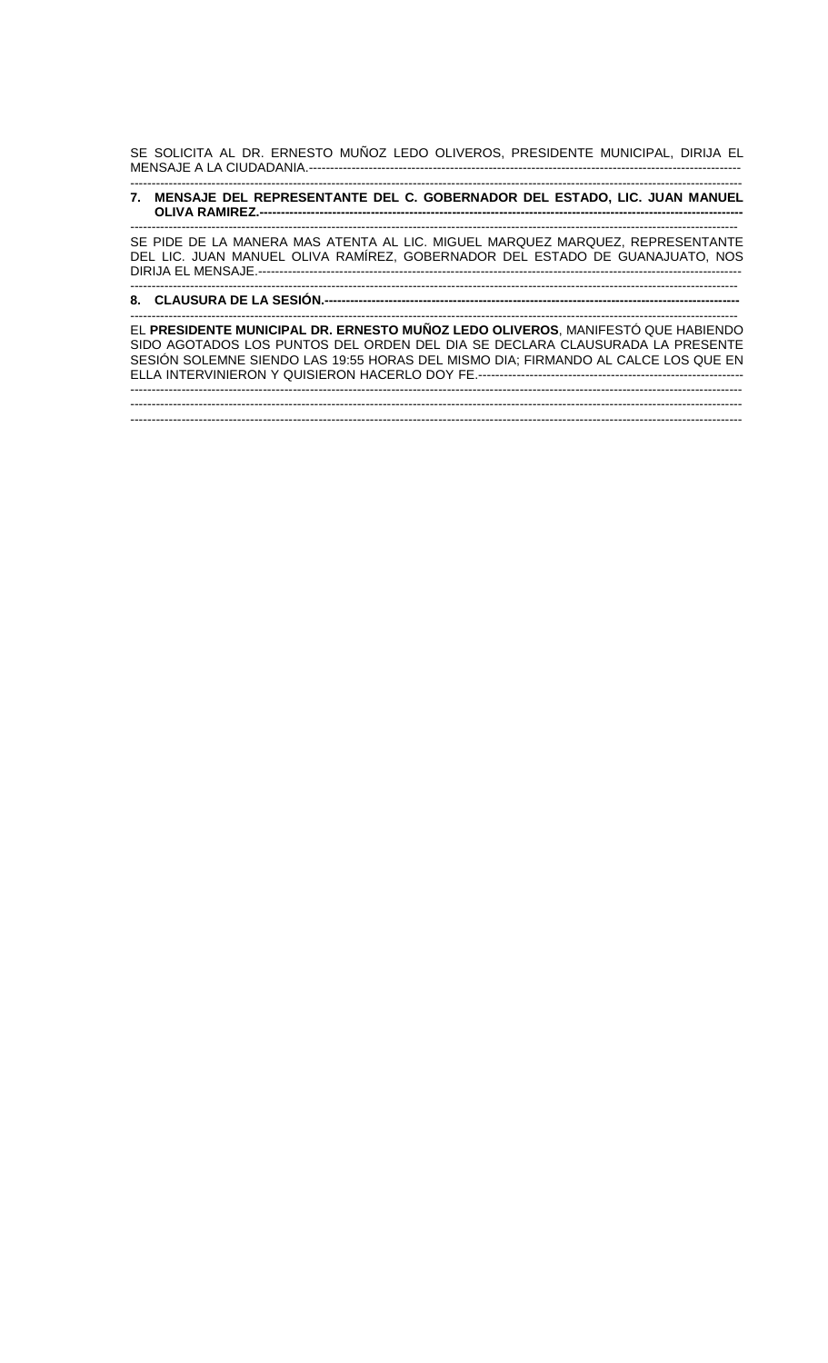SE SOLICITA AL DR. ERNESTO MUÑOZ LEDO OLIVEROS, PRESIDENTE MUNICIPAL, DIRIJA EL MENSAJE A LA CIUDADANIA.------------------------------------------------------------------------------------------------------

---------------------------------------------------------------------------------------------------------------------------------------

**7. MENSAJE DEL REPRESENTANTE DEL C. GOBERNADOR DEL ESTADO, LIC. JUAN MANUEL OLIVA RAMIREZ.-----------------------------------------------------------------------------------------------------------**

---------------------------------------------------------------------------------------------------------------------------------------

SE PIDE DE LA MANERA MAS ATENTA AL LIC. MIGUEL MARQUEZ MARQUEZ, REPRESENTANTE DEL LIC. JUAN MANUEL OLIVA RAMÍREZ, GOBERNADOR DEL ESTADO DE GUANAJUATO, NOS DIRIJA EL MENSAJE.------------------------------------------------------------------------------------------------------------------

---------------------------------------------------------------------------------------------------------------------------------------

**8. CLAUSURA DE LA SESIÓN.-----------------------------------------------------------------------------------------------**

---------------------------------------------------------------------------------------------------------------------------------------

EL **PRESIDENTE MUNICIPAL DR. ERNESTO MUÑOZ LEDO OLIVEROS**, MANIFESTÓ QUE HABIENDO SIDO AGOTADOS LOS PUNTOS DEL ORDEN DEL DIA SE DECLARA CLAUSURADA LA PRESENTE SESIÓN SOLEMNE SIENDO LAS 19:55 HORAS DEL MISMO DIA; FIRMANDO AL CALCE LOS QUE EN ELLA INTERVINIERON Y QUISIERON HACERLO DOY FE.----------------------------------------------------------

---------------------------------------------------------------------------------------------------------------------------------------

---------------------------------------------------------------------------------------------------------------------------------------

---------------------------------------------------------------------------------------------------------------------------------------